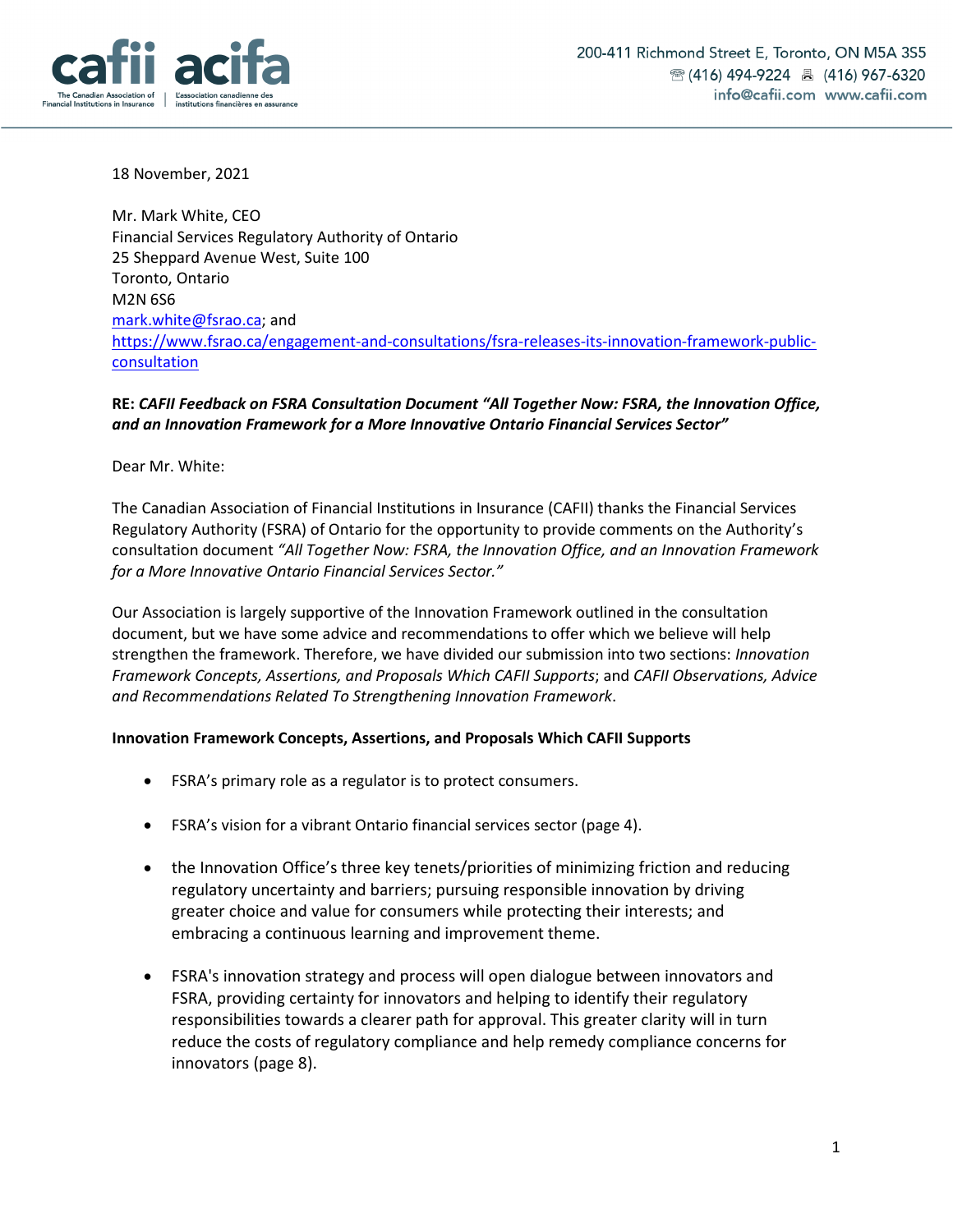cafii acifa

The Canadian Association of Financial Institutions in Insurance | L'association canadienne des institutions financières en assurance

200-411 Richmond Street E, Toronto, ON M5A 3S5
☏ (416) 494-9224 🖷 (416) 967-6320
info@cafii.com www.cafii.com

18 November, 2021

Mr. Mark White, CEO
Financial Services Regulatory Authority of Ontario
25 Sheppard Avenue West, Suite 100
Toronto, Ontario
M2N 6S6
[mark.white@fsrao.ca](mailto:mark.white@fsrao.ca); and
[https://www.fsrao.ca/engagement-and-consultations/fsra-releases-its-innovation-framework-public-consultation](https://www.fsrao.ca/engagement-and-consultations/fsra-releases-its-innovation-framework-public-consultation)

**RE: *CAFII Feedback on FSRA Consultation Document "All Together Now: FSRA, the Innovation Office, and an Innovation Framework for a More Innovative Ontario Financial Services Sector"***

Dear Mr. White:

The Canadian Association of Financial Institutions in Insurance (CAFII) thanks the Financial Services Regulatory Authority (FSRA) of Ontario for the opportunity to provide comments on the Authority's consultation document *"All Together Now: FSRA, the Innovation Office, and an Innovation Framework for a More Innovative Ontario Financial Services Sector."*

Our Association is largely supportive of the Innovation Framework outlined in the consultation document, but we have some advice and recommendations to offer which we believe will help strengthen the framework. Therefore, we have divided our submission into two sections: *Innovation Framework Concepts, Assertions, and Proposals Which CAFII Supports*; and *CAFII Observations, Advice and Recommendations Related To Strengthening Innovation Framework*.

**Innovation Framework Concepts, Assertions, and Proposals Which CAFII Supports**

- FSRA's primary role as a regulator is to protect consumers.

- FSRA's vision for a vibrant Ontario financial services sector (page 4).

- the Innovation Office's three key tenets/priorities of minimizing friction and reducing regulatory uncertainty and barriers; pursuing responsible innovation by driving greater choice and value for consumers while protecting their interests; and embracing a continuous learning and improvement theme.

- FSRA's innovation strategy and process will open dialogue between innovators and FSRA, providing certainty for innovators and helping to identify their regulatory responsibilities towards a clearer path for approval. This greater clarity will in turn reduce the costs of regulatory compliance and help remedy compliance concerns for innovators (page 8).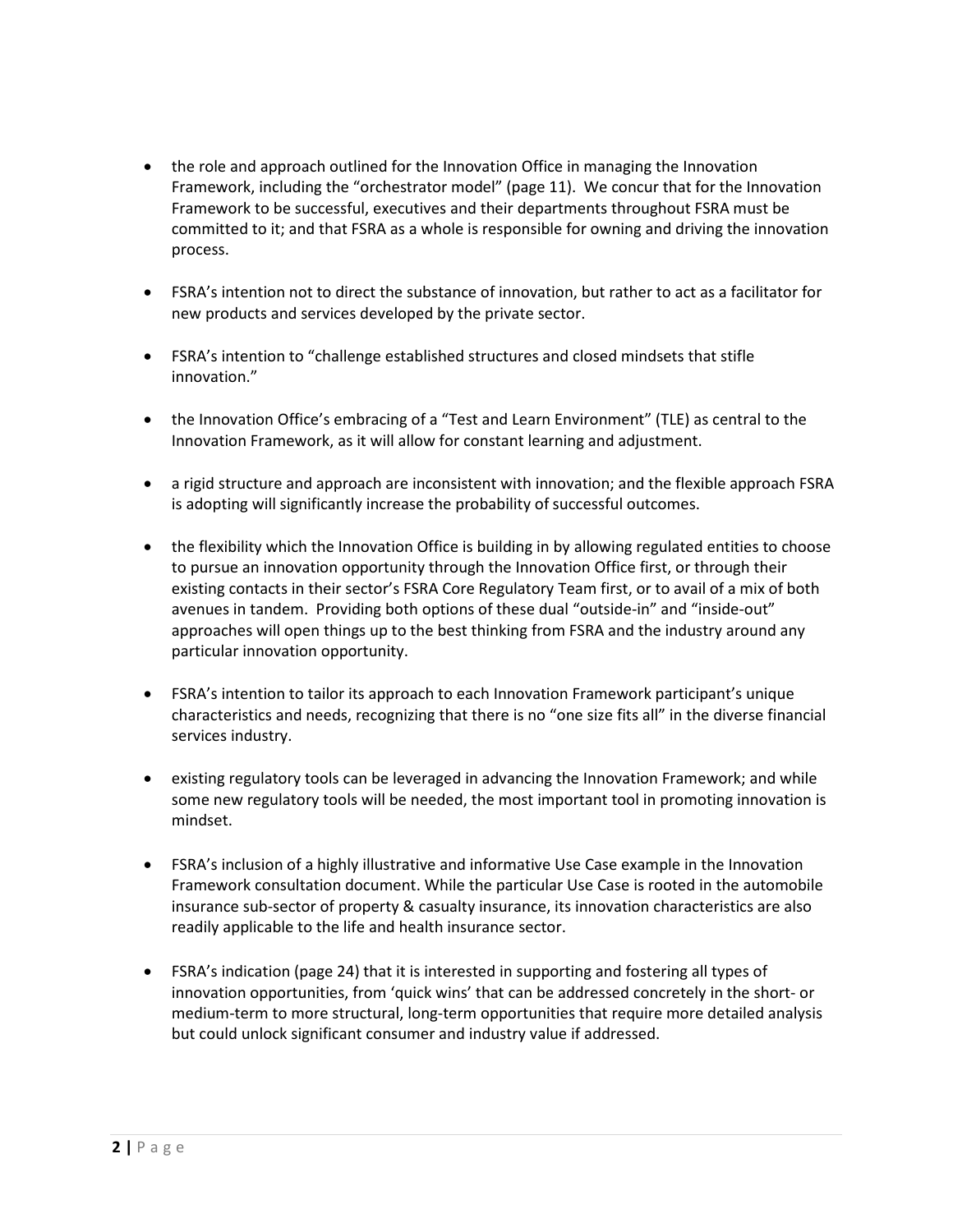- the role and approach outlined for the Innovation Office in managing the Innovation Framework, including the "orchestrator model" (page 11). We concur that for the Innovation Framework to be successful, executives and their departments throughout FSRA must be committed to it; and that FSRA as a whole is responsible for owning and driving the innovation process.

- FSRA's intention not to direct the substance of innovation, but rather to act as a facilitator for new products and services developed by the private sector.

- FSRA's intention to "challenge established structures and closed mindsets that stifle innovation."

- the Innovation Office's embracing of a "Test and Learn Environment" (TLE) as central to the Innovation Framework, as it will allow for constant learning and adjustment.

- a rigid structure and approach are inconsistent with innovation; and the flexible approach FSRA is adopting will significantly increase the probability of successful outcomes.

- the flexibility which the Innovation Office is building in by allowing regulated entities to choose to pursue an innovation opportunity through the Innovation Office first, or through their existing contacts in their sector's FSRA Core Regulatory Team first, or to avail of a mix of both avenues in tandem. Providing both options of these dual "outside-in" and "inside-out" approaches will open things up to the best thinking from FSRA and the industry around any particular innovation opportunity.

- FSRA's intention to tailor its approach to each Innovation Framework participant's unique characteristics and needs, recognizing that there is no "one size fits all" in the diverse financial services industry.

- existing regulatory tools can be leveraged in advancing the Innovation Framework; and while some new regulatory tools will be needed, the most important tool in promoting innovation is mindset.

- FSRA's inclusion of a highly illustrative and informative Use Case example in the Innovation Framework consultation document. While the particular Use Case is rooted in the automobile insurance sub-sector of property & casualty insurance, its innovation characteristics are also readily applicable to the life and health insurance sector.

- FSRA's indication (page 24) that it is interested in supporting and fostering all types of innovation opportunities, from 'quick wins' that can be addressed concretely in the short- or medium-term to more structural, long-term opportunities that require more detailed analysis but could unlock significant consumer and industry value if addressed.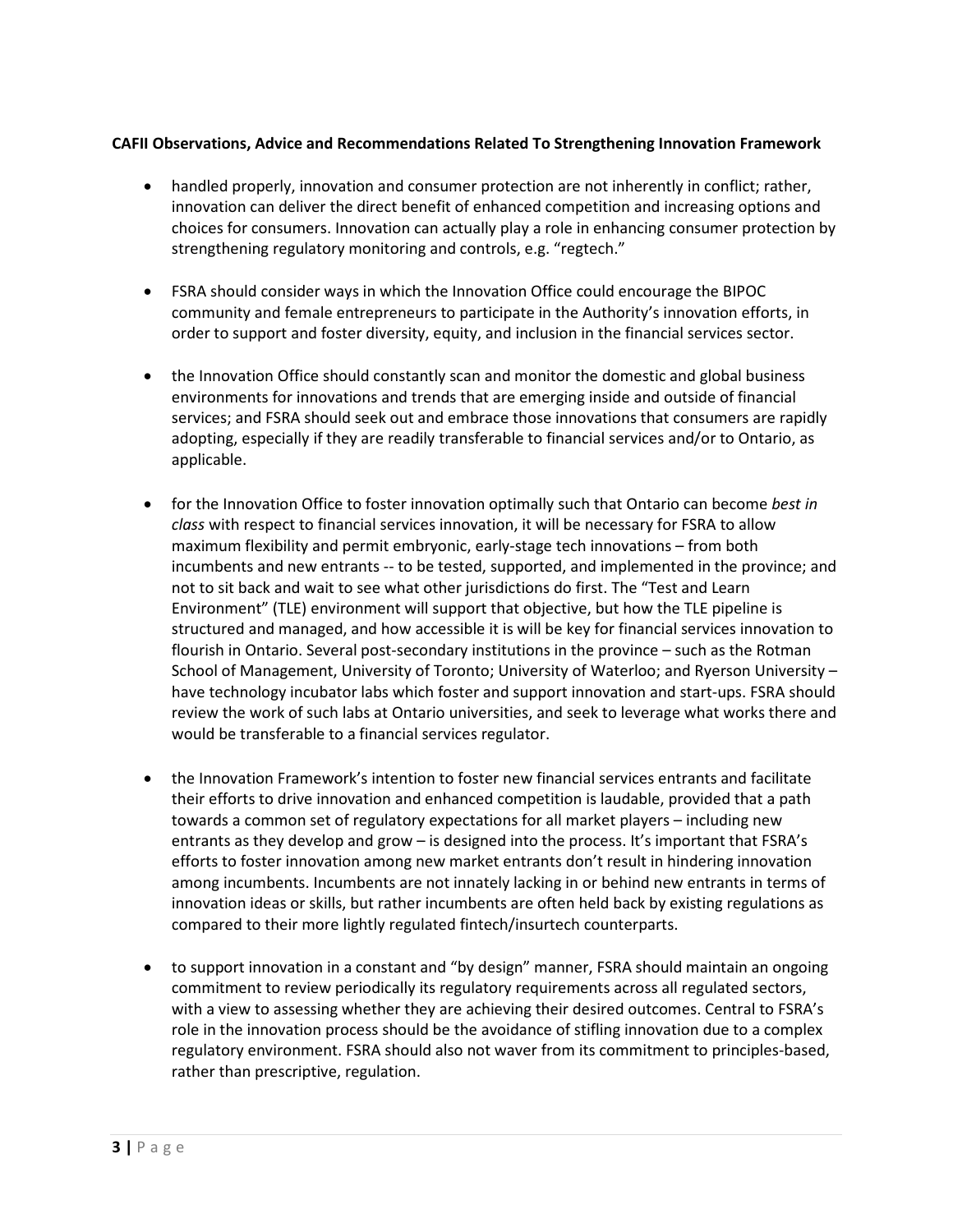**CAFII Observations, Advice and Recommendations Related To Strengthening Innovation Framework**

- handled properly, innovation and consumer protection are not inherently in conflict; rather, innovation can deliver the direct benefit of enhanced competition and increasing options and choices for consumers. Innovation can actually play a role in enhancing consumer protection by strengthening regulatory monitoring and controls, e.g. "regtech."

- FSRA should consider ways in which the Innovation Office could encourage the BIPOC community and female entrepreneurs to participate in the Authority's innovation efforts, in order to support and foster diversity, equity, and inclusion in the financial services sector.

- the Innovation Office should constantly scan and monitor the domestic and global business environments for innovations and trends that are emerging inside and outside of financial services; and FSRA should seek out and embrace those innovations that consumers are rapidly adopting, especially if they are readily transferable to financial services and/or to Ontario, as applicable.

- for the Innovation Office to foster innovation optimally such that Ontario can become *best in class* with respect to financial services innovation, it will be necessary for FSRA to allow maximum flexibility and permit embryonic, early-stage tech innovations – from both incumbents and new entrants -- to be tested, supported, and implemented in the province; and not to sit back and wait to see what other jurisdictions do first. The "Test and Learn Environment" (TLE) environment will support that objective, but how the TLE pipeline is structured and managed, and how accessible it is will be key for financial services innovation to flourish in Ontario. Several post-secondary institutions in the province – such as the Rotman School of Management, University of Toronto; University of Waterloo; and Ryerson University – have technology incubator labs which foster and support innovation and start-ups. FSRA should review the work of such labs at Ontario universities, and seek to leverage what works there and would be transferable to a financial services regulator.

- the Innovation Framework's intention to foster new financial services entrants and facilitate their efforts to drive innovation and enhanced competition is laudable, provided that a path towards a common set of regulatory expectations for all market players – including new entrants as they develop and grow – is designed into the process. It's important that FSRA's efforts to foster innovation among new market entrants don't result in hindering innovation among incumbents. Incumbents are not innately lacking in or behind new entrants in terms of innovation ideas or skills, but rather incumbents are often held back by existing regulations as compared to their more lightly regulated fintech/insurtech counterparts.

- to support innovation in a constant and "by design" manner, FSRA should maintain an ongoing commitment to review periodically its regulatory requirements across all regulated sectors, with a view to assessing whether they are achieving their desired outcomes. Central to FSRA's role in the innovation process should be the avoidance of stifling innovation due to a complex regulatory environment. FSRA should also not waver from its commitment to principles-based, rather than prescriptive, regulation.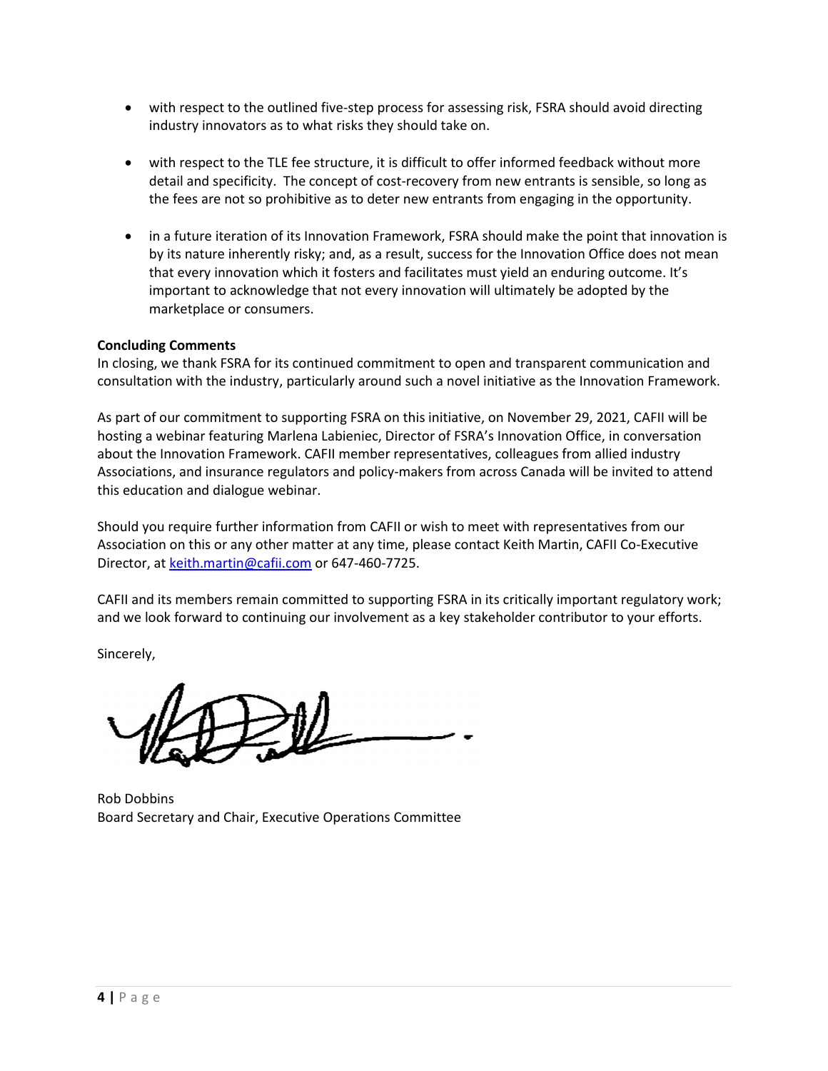- with respect to the outlined five-step process for assessing risk, FSRA should avoid directing industry innovators as to what risks they should take on.

- with respect to the TLE fee structure, it is difficult to offer informed feedback without more detail and specificity. The concept of cost-recovery from new entrants is sensible, so long as the fees are not so prohibitive as to deter new entrants from engaging in the opportunity.

- in a future iteration of its Innovation Framework, FSRA should make the point that innovation is by its nature inherently risky; and, as a result, success for the Innovation Office does not mean that every innovation which it fosters and facilitates must yield an enduring outcome. It's important to acknowledge that not every innovation will ultimately be adopted by the marketplace or consumers.

**Concluding Comments**
In closing, we thank FSRA for its continued commitment to open and transparent communication and consultation with the industry, particularly around such a novel initiative as the Innovation Framework.

As part of our commitment to supporting FSRA on this initiative, on November 29, 2021, CAFII will be hosting a webinar featuring Marlena Labieniec, Director of FSRA's Innovation Office, in conversation about the Innovation Framework. CAFII member representatives, colleagues from allied industry Associations, and insurance regulators and policy-makers from across Canada will be invited to attend this education and dialogue webinar.

Should you require further information from CAFII or wish to meet with representatives from our Association on this or any other matter at any time, please contact Keith Martin, CAFII Co-Executive Director, at keith.martin@cafii.com or 647-460-7725.

CAFII and its members remain committed to supporting FSRA in its critically important regulatory work; and we look forward to continuing our involvement as a key stakeholder contributor to your efforts.

Sincerely,

Rob Dobbins
Board Secretary and Chair, Executive Operations Committee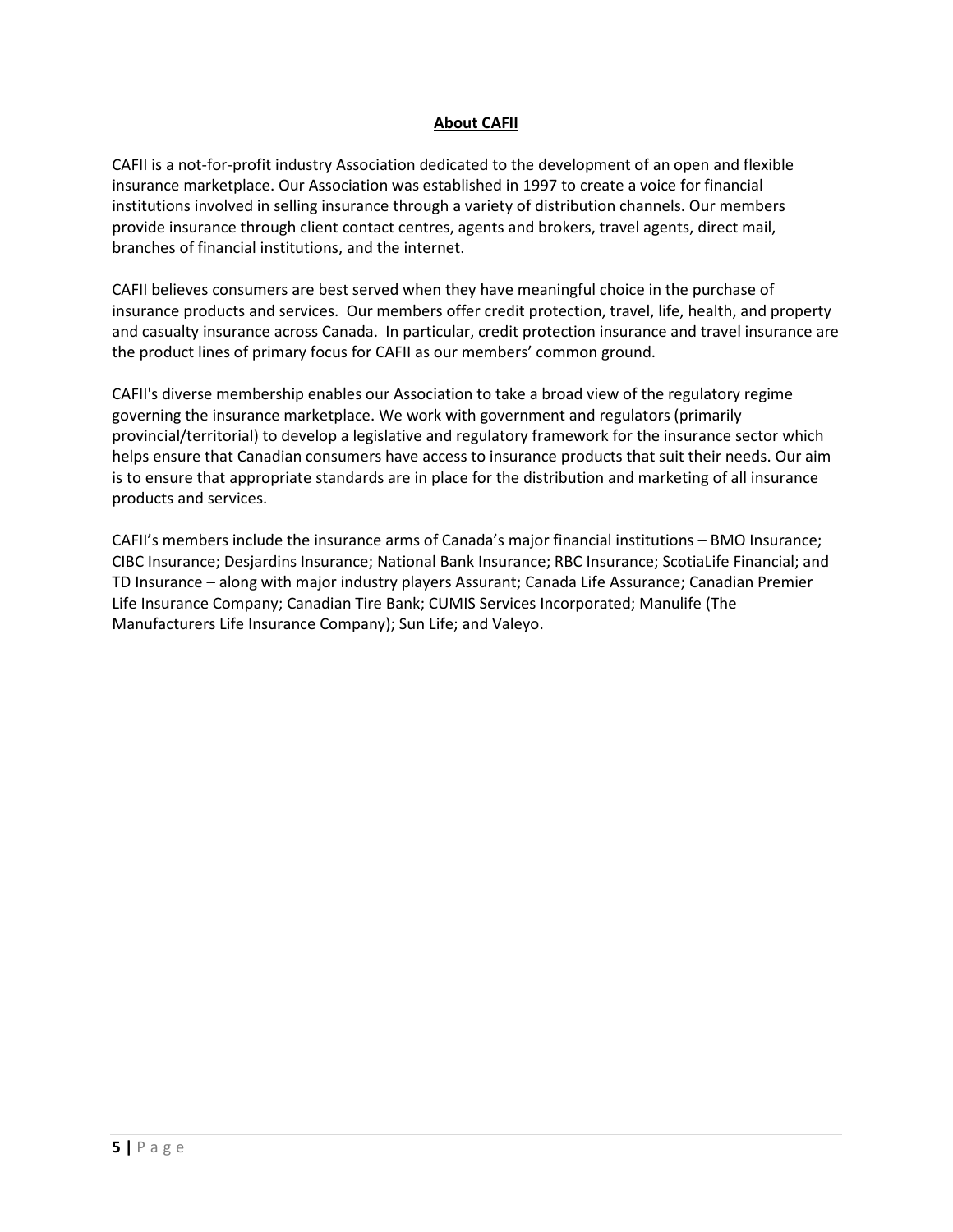## About CAFII

CAFII is a not-for-profit industry Association dedicated to the development of an open and flexible insurance marketplace. Our Association was established in 1997 to create a voice for financial institutions involved in selling insurance through a variety of distribution channels. Our members provide insurance through client contact centres, agents and brokers, travel agents, direct mail, branches of financial institutions, and the internet.

CAFII believes consumers are best served when they have meaningful choice in the purchase of insurance products and services. Our members offer credit protection, travel, life, health, and property and casualty insurance across Canada. In particular, credit protection insurance and travel insurance are the product lines of primary focus for CAFII as our members' common ground.

CAFII's diverse membership enables our Association to take a broad view of the regulatory regime governing the insurance marketplace. We work with government and regulators (primarily provincial/territorial) to develop a legislative and regulatory framework for the insurance sector which helps ensure that Canadian consumers have access to insurance products that suit their needs. Our aim is to ensure that appropriate standards are in place for the distribution and marketing of all insurance products and services.

CAFII's members include the insurance arms of Canada's major financial institutions – BMO Insurance; CIBC Insurance; Desjardins Insurance; National Bank Insurance; RBC Insurance; ScotiaLife Financial; and TD Insurance – along with major industry players Assurant; Canada Life Assurance; Canadian Premier Life Insurance Company; Canadian Tire Bank; CUMIS Services Incorporated; Manulife (The Manufacturers Life Insurance Company); Sun Life; and Valeyo.